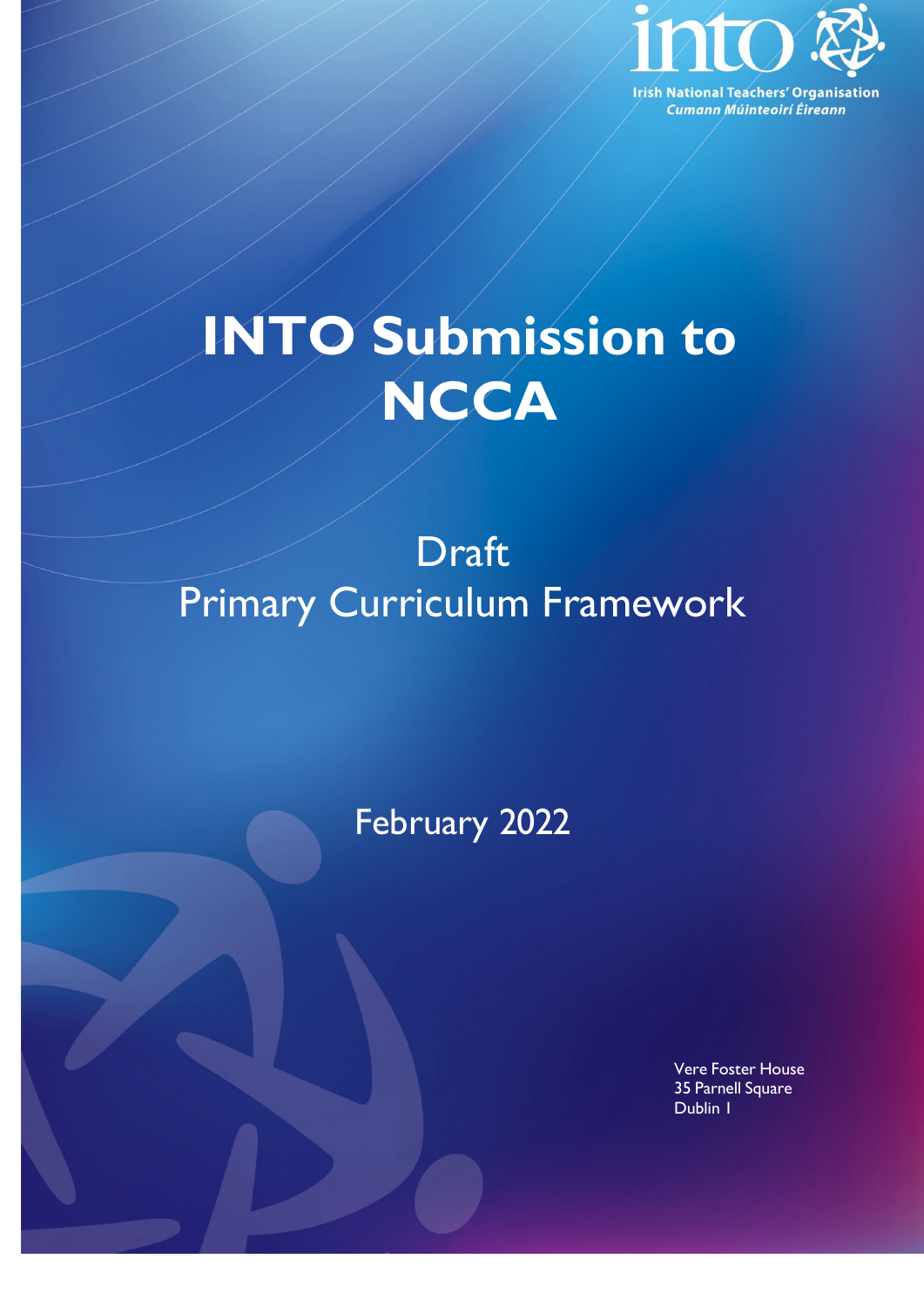into

Irish National Teachers' Organisation
*Cumann Múinteoirí Éireann*

# INTO Submission to NCCA

## Draft
## Primary Curriculum Framework

February 2022

Vere Foster House
35 Parnell Square
Dublin 1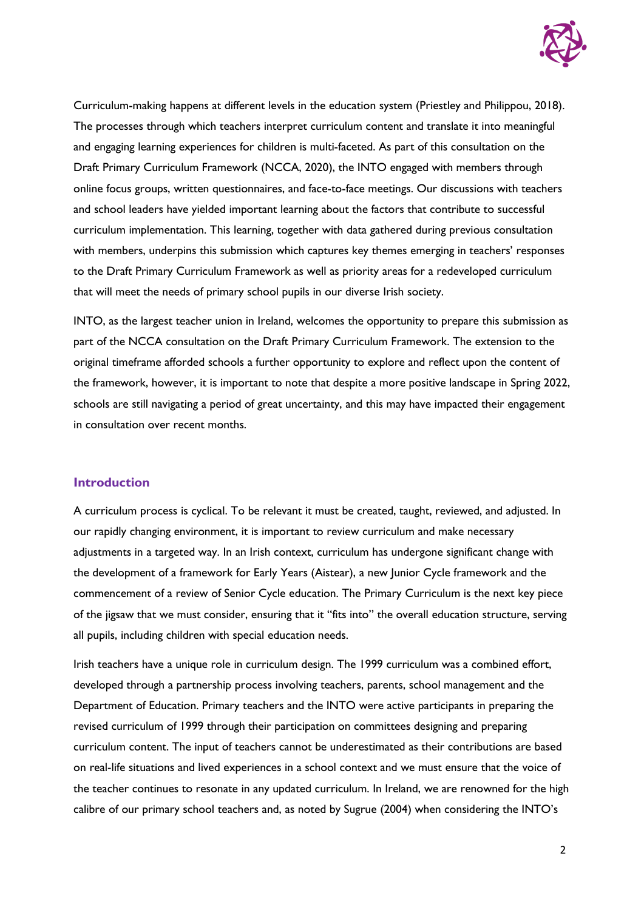Curriculum-making happens at different levels in the education system (Priestley and Philippou, 2018). The processes through which teachers interpret curriculum content and translate it into meaningful and engaging learning experiences for children is multi-faceted. As part of this consultation on the Draft Primary Curriculum Framework (NCCA, 2020), the INTO engaged with members through online focus groups, written questionnaires, and face-to-face meetings. Our discussions with teachers and school leaders have yielded important learning about the factors that contribute to successful curriculum implementation. This learning, together with data gathered during previous consultation with members, underpins this submission which captures key themes emerging in teachers' responses to the Draft Primary Curriculum Framework as well as priority areas for a redeveloped curriculum that will meet the needs of primary school pupils in our diverse Irish society.

INTO, as the largest teacher union in Ireland, welcomes the opportunity to prepare this submission as part of the NCCA consultation on the Draft Primary Curriculum Framework. The extension to the original timeframe afforded schools a further opportunity to explore and reflect upon the content of the framework, however, it is important to note that despite a more positive landscape in Spring 2022, schools are still navigating a period of great uncertainty, and this may have impacted their engagement in consultation over recent months.

## Introduction

A curriculum process is cyclical. To be relevant it must be created, taught, reviewed, and adjusted. In our rapidly changing environment, it is important to review curriculum and make necessary adjustments in a targeted way. In an Irish context, curriculum has undergone significant change with the development of a framework for Early Years (Aistear), a new Junior Cycle framework and the commencement of a review of Senior Cycle education. The Primary Curriculum is the next key piece of the jigsaw that we must consider, ensuring that it "fits into" the overall education structure, serving all pupils, including children with special education needs.

Irish teachers have a unique role in curriculum design. The 1999 curriculum was a combined effort, developed through a partnership process involving teachers, parents, school management and the Department of Education. Primary teachers and the INTO were active participants in preparing the revised curriculum of 1999 through their participation on committees designing and preparing curriculum content. The input of teachers cannot be underestimated as their contributions are based on real-life situations and lived experiences in a school context and we must ensure that the voice of the teacher continues to resonate in any updated curriculum. In Ireland, we are renowned for the high calibre of our primary school teachers and, as noted by Sugrue (2004) when considering the INTO's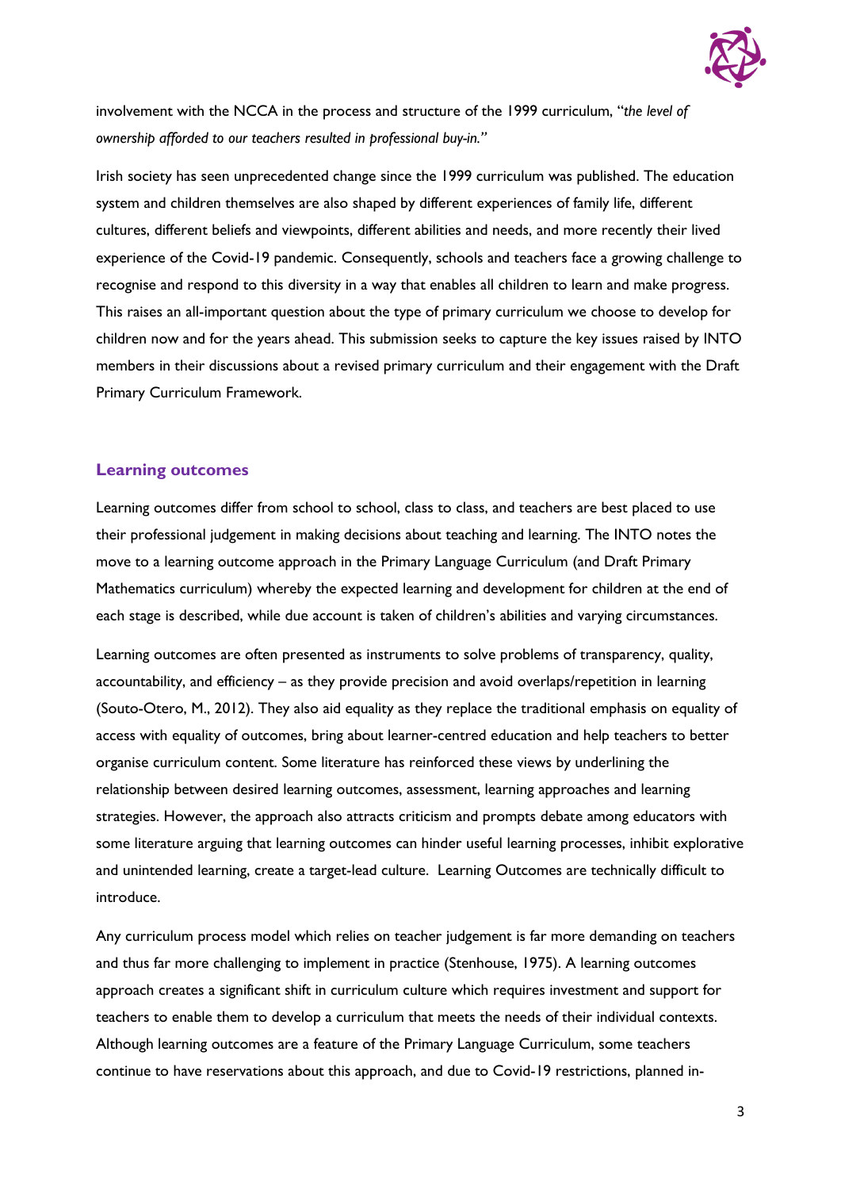involvement with the NCCA in the process and structure of the 1999 curriculum, "*the level of ownership afforded to our teachers resulted in professional buy-in.*"

Irish society has seen unprecedented change since the 1999 curriculum was published. The education system and children themselves are also shaped by different experiences of family life, different cultures, different beliefs and viewpoints, different abilities and needs, and more recently their lived experience of the Covid-19 pandemic. Consequently, schools and teachers face a growing challenge to recognise and respond to this diversity in a way that enables all children to learn and make progress. This raises an all-important question about the type of primary curriculum we choose to develop for children now and for the years ahead. This submission seeks to capture the key issues raised by INTO members in their discussions about a revised primary curriculum and their engagement with the Draft Primary Curriculum Framework.

## Learning outcomes

Learning outcomes differ from school to school, class to class, and teachers are best placed to use their professional judgement in making decisions about teaching and learning. The INTO notes the move to a learning outcome approach in the Primary Language Curriculum (and Draft Primary Mathematics curriculum) whereby the expected learning and development for children at the end of each stage is described, while due account is taken of children's abilities and varying circumstances.

Learning outcomes are often presented as instruments to solve problems of transparency, quality, accountability, and efficiency – as they provide precision and avoid overlaps/repetition in learning (Souto-Otero, M., 2012). They also aid equality as they replace the traditional emphasis on equality of access with equality of outcomes, bring about learner-centred education and help teachers to better organise curriculum content. Some literature has reinforced these views by underlining the relationship between desired learning outcomes, assessment, learning approaches and learning strategies. However, the approach also attracts criticism and prompts debate among educators with some literature arguing that learning outcomes can hinder useful learning processes, inhibit explorative and unintended learning, create a target-lead culture. Learning Outcomes are technically difficult to introduce.

Any curriculum process model which relies on teacher judgement is far more demanding on teachers and thus far more challenging to implement in practice (Stenhouse, 1975). A learning outcomes approach creates a significant shift in curriculum culture which requires investment and support for teachers to enable them to develop a curriculum that meets the needs of their individual contexts. Although learning outcomes are a feature of the Primary Language Curriculum, some teachers continue to have reservations about this approach, and due to Covid-19 restrictions, planned in-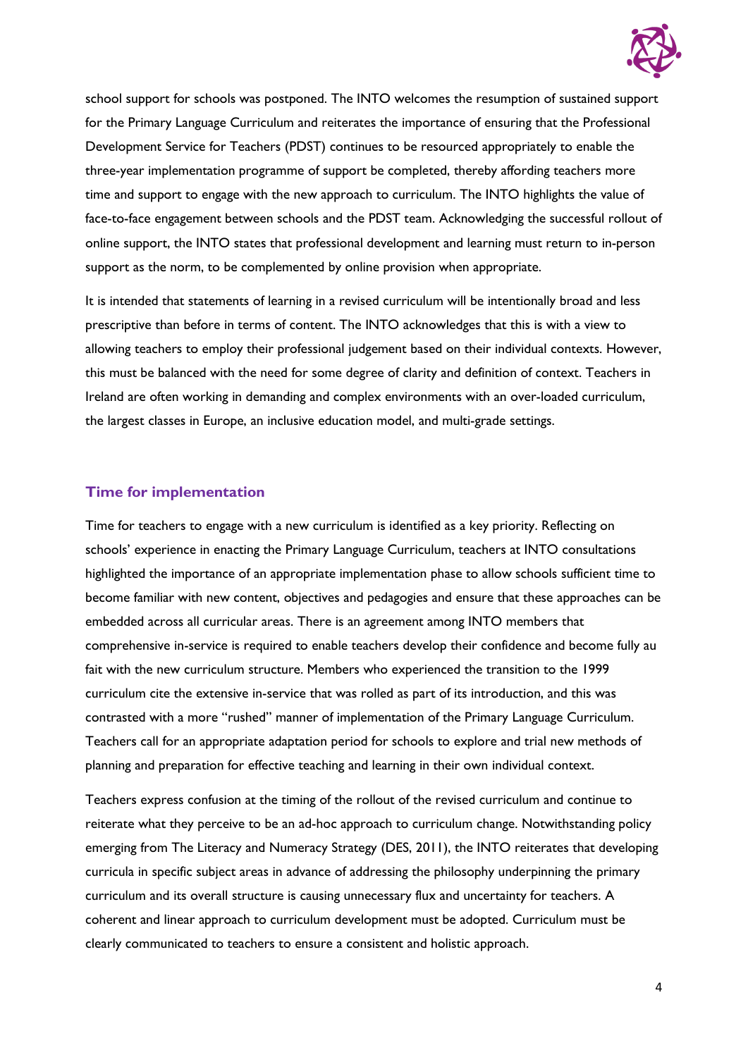school support for schools was postponed. The INTO welcomes the resumption of sustained support for the Primary Language Curriculum and reiterates the importance of ensuring that the Professional Development Service for Teachers (PDST) continues to be resourced appropriately to enable the three-year implementation programme of support be completed, thereby affording teachers more time and support to engage with the new approach to curriculum. The INTO highlights the value of face-to-face engagement between schools and the PDST team. Acknowledging the successful rollout of online support, the INTO states that professional development and learning must return to in-person support as the norm, to be complemented by online provision when appropriate.

It is intended that statements of learning in a revised curriculum will be intentionally broad and less prescriptive than before in terms of content. The INTO acknowledges that this is with a view to allowing teachers to employ their professional judgement based on their individual contexts. However, this must be balanced with the need for some degree of clarity and definition of context. Teachers in Ireland are often working in demanding and complex environments with an over-loaded curriculum, the largest classes in Europe, an inclusive education model, and multi-grade settings.

## Time for implementation

Time for teachers to engage with a new curriculum is identified as a key priority. Reflecting on schools' experience in enacting the Primary Language Curriculum, teachers at INTO consultations highlighted the importance of an appropriate implementation phase to allow schools sufficient time to become familiar with new content, objectives and pedagogies and ensure that these approaches can be embedded across all curricular areas. There is an agreement among INTO members that comprehensive in-service is required to enable teachers develop their confidence and become fully au fait with the new curriculum structure. Members who experienced the transition to the 1999 curriculum cite the extensive in-service that was rolled as part of its introduction, and this was contrasted with a more "rushed" manner of implementation of the Primary Language Curriculum. Teachers call for an appropriate adaptation period for schools to explore and trial new methods of planning and preparation for effective teaching and learning in their own individual context.

Teachers express confusion at the timing of the rollout of the revised curriculum and continue to reiterate what they perceive to be an ad-hoc approach to curriculum change. Notwithstanding policy emerging from The Literacy and Numeracy Strategy (DES, 2011), the INTO reiterates that developing curricula in specific subject areas in advance of addressing the philosophy underpinning the primary curriculum and its overall structure is causing unnecessary flux and uncertainty for teachers. A coherent and linear approach to curriculum development must be adopted. Curriculum must be clearly communicated to teachers to ensure a consistent and holistic approach.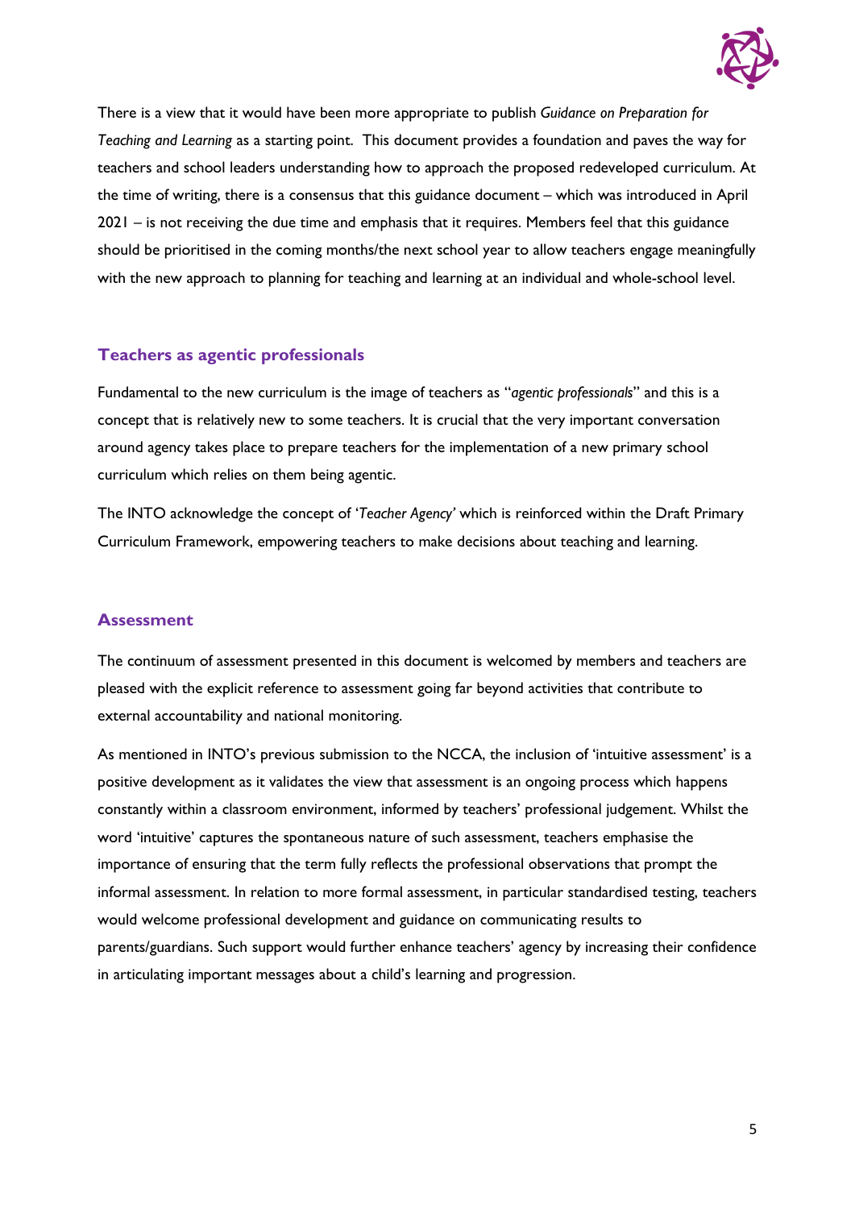There is a view that it would have been more appropriate to publish *Guidance on Preparation for Teaching and Learning* as a starting point. This document provides a foundation and paves the way for teachers and school leaders understanding how to approach the proposed redeveloped curriculum. At the time of writing, there is a consensus that this guidance document – which was introduced in April 2021 – is not receiving the due time and emphasis that it requires. Members feel that this guidance should be prioritised in the coming months/the next school year to allow teachers engage meaningfully with the new approach to planning for teaching and learning at an individual and whole-school level.

## Teachers as agentic professionals

Fundamental to the new curriculum is the image of teachers as "*agentic professionals*" and this is a concept that is relatively new to some teachers. It is crucial that the very important conversation around agency takes place to prepare teachers for the implementation of a new primary school curriculum which relies on them being agentic.

The INTO acknowledge the concept of '*Teacher Agency*' which is reinforced within the Draft Primary Curriculum Framework, empowering teachers to make decisions about teaching and learning.

## Assessment

The continuum of assessment presented in this document is welcomed by members and teachers are pleased with the explicit reference to assessment going far beyond activities that contribute to external accountability and national monitoring.

As mentioned in INTO's previous submission to the NCCA, the inclusion of 'intuitive assessment' is a positive development as it validates the view that assessment is an ongoing process which happens constantly within a classroom environment, informed by teachers' professional judgement. Whilst the word 'intuitive' captures the spontaneous nature of such assessment, teachers emphasise the importance of ensuring that the term fully reflects the professional observations that prompt the informal assessment. In relation to more formal assessment, in particular standardised testing, teachers would welcome professional development and guidance on communicating results to parents/guardians. Such support would further enhance teachers' agency by increasing their confidence in articulating important messages about a child's learning and progression.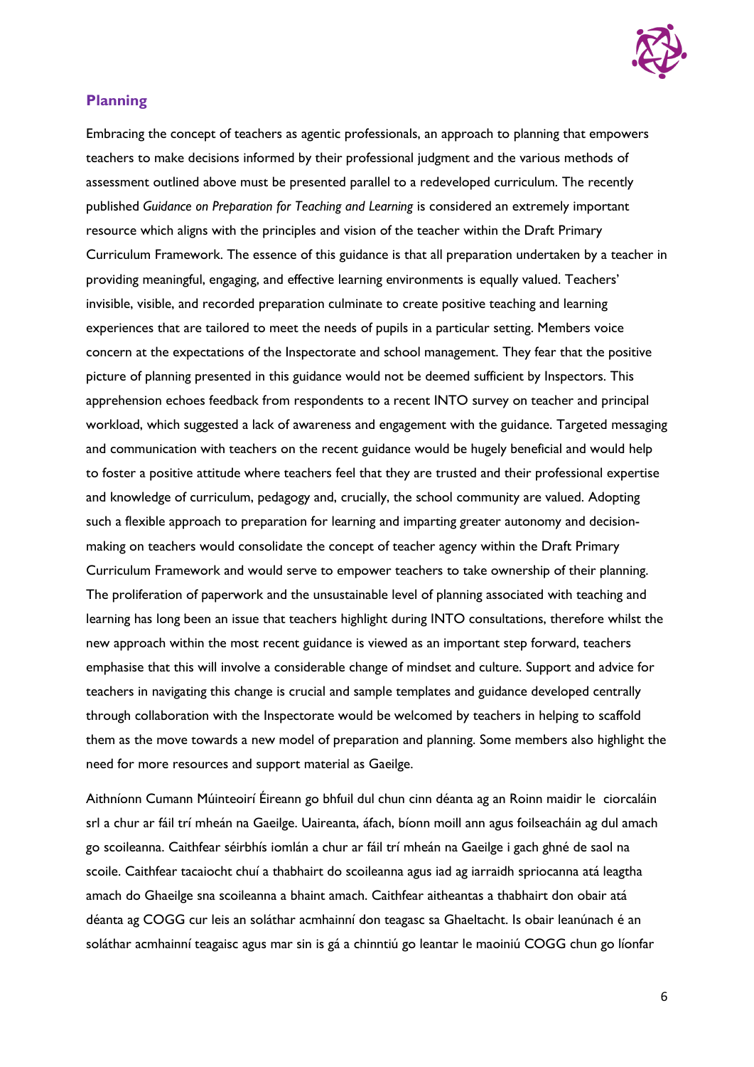## Planning

Embracing the concept of teachers as agentic professionals, an approach to planning that empowers teachers to make decisions informed by their professional judgment and the various methods of assessment outlined above must be presented parallel to a redeveloped curriculum. The recently published *Guidance on Preparation for Teaching and Learning* is considered an extremely important resource which aligns with the principles and vision of the teacher within the Draft Primary Curriculum Framework. The essence of this guidance is that all preparation undertaken by a teacher in providing meaningful, engaging, and effective learning environments is equally valued. Teachers' invisible, visible, and recorded preparation culminate to create positive teaching and learning experiences that are tailored to meet the needs of pupils in a particular setting. Members voice concern at the expectations of the Inspectorate and school management. They fear that the positive picture of planning presented in this guidance would not be deemed sufficient by Inspectors. This apprehension echoes feedback from respondents to a recent INTO survey on teacher and principal workload, which suggested a lack of awareness and engagement with the guidance. Targeted messaging and communication with teachers on the recent guidance would be hugely beneficial and would help to foster a positive attitude where teachers feel that they are trusted and their professional expertise and knowledge of curriculum, pedagogy and, crucially, the school community are valued. Adopting such a flexible approach to preparation for learning and imparting greater autonomy and decision-making on teachers would consolidate the concept of teacher agency within the Draft Primary Curriculum Framework and would serve to empower teachers to take ownership of their planning. The proliferation of paperwork and the unsustainable level of planning associated with teaching and learning has long been an issue that teachers highlight during INTO consultations, therefore whilst the new approach within the most recent guidance is viewed as an important step forward, teachers emphasise that this will involve a considerable change of mindset and culture. Support and advice for teachers in navigating this change is crucial and sample templates and guidance developed centrally through collaboration with the Inspectorate would be welcomed by teachers in helping to scaffold them as the move towards a new model of preparation and planning. Some members also highlight the need for more resources and support material as Gaeilge.

Aithníonn Cumann Múinteoirí Éireann go bhfuil dul chun cinn déanta ag an Roinn maidir le ciorcaláin srl a chur ar fáil trí mheán na Gaeilge. Uaireanta, áfach, bíonn moill ann agus foilseacháin ag dul amach go scoileanna. Caithfear séirbhís iomlán a chur ar fáil trí mheán na Gaeilge i gach ghné de saol na scoile. Caithfear tacaíocht chuí a thabhairt do scoileanna agus iad ag iarraidh spriocanna atá leagtha amach do Ghaeilge sna scoileanna a bhaint amach. Caithfear aitheantas a thabhairt don obair atá déanta ag COGG cur leis an soláthar acmhainní don teagasc sa Ghaeltacht. Is obair leanúnach é an soláthar acmhainní teagaisc agus mar sin is gá a chinntiú go leantar le maoiniú COGG chun go líonfar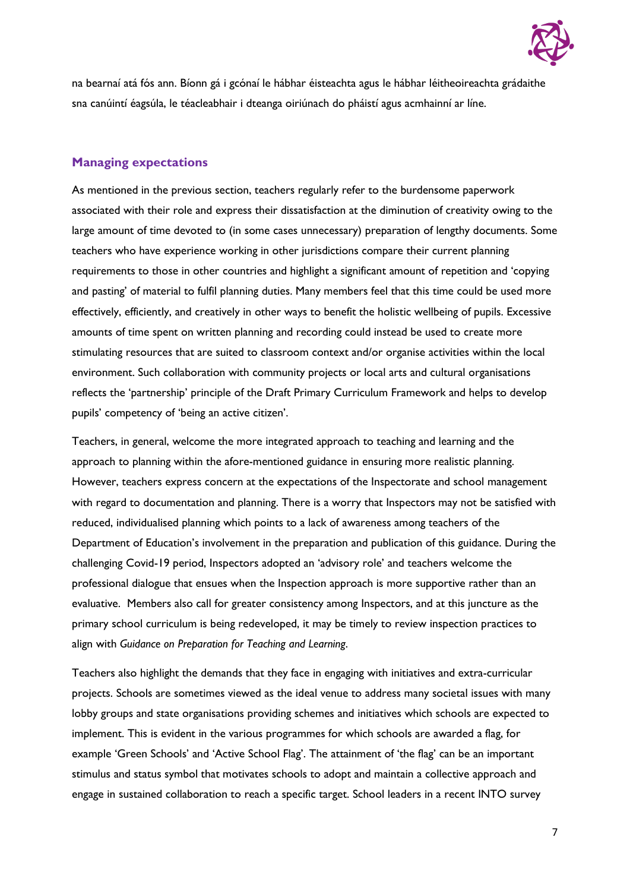na bearnaí atá fós ann. Bíonn gá i gcónaí le hábhar éisteachta agus le hábhar léitheoireachta grádaithe sna canúintí éagsúla, le téacleabhair i dteanga oiriúnach do pháistí agus acmhainní ar líne.

## Managing expectations

As mentioned in the previous section, teachers regularly refer to the burdensome paperwork associated with their role and express their dissatisfaction at the diminution of creativity owing to the large amount of time devoted to (in some cases unnecessary) preparation of lengthy documents. Some teachers who have experience working in other jurisdictions compare their current planning requirements to those in other countries and highlight a significant amount of repetition and 'copying and pasting' of material to fulfil planning duties. Many members feel that this time could be used more effectively, efficiently, and creatively in other ways to benefit the holistic wellbeing of pupils. Excessive amounts of time spent on written planning and recording could instead be used to create more stimulating resources that are suited to classroom context and/or organise activities within the local environment. Such collaboration with community projects or local arts and cultural organisations reflects the 'partnership' principle of the Draft Primary Curriculum Framework and helps to develop pupils' competency of 'being an active citizen'.

Teachers, in general, welcome the more integrated approach to teaching and learning and the approach to planning within the afore-mentioned guidance in ensuring more realistic planning. However, teachers express concern at the expectations of the Inspectorate and school management with regard to documentation and planning. There is a worry that Inspectors may not be satisfied with reduced, individualised planning which points to a lack of awareness among teachers of the Department of Education's involvement in the preparation and publication of this guidance. During the challenging Covid-19 period, Inspectors adopted an 'advisory role' and teachers welcome the professional dialogue that ensues when the Inspection approach is more supportive rather than an evaluative. Members also call for greater consistency among Inspectors, and at this juncture as the primary school curriculum is being redeveloped, it may be timely to review inspection practices to align with *Guidance on Preparation for Teaching and Learning*.

Teachers also highlight the demands that they face in engaging with initiatives and extra-curricular projects. Schools are sometimes viewed as the ideal venue to address many societal issues with many lobby groups and state organisations providing schemes and initiatives which schools are expected to implement. This is evident in the various programmes for which schools are awarded a flag, for example 'Green Schools' and 'Active School Flag'. The attainment of 'the flag' can be an important stimulus and status symbol that motivates schools to adopt and maintain a collective approach and engage in sustained collaboration to reach a specific target. School leaders in a recent INTO survey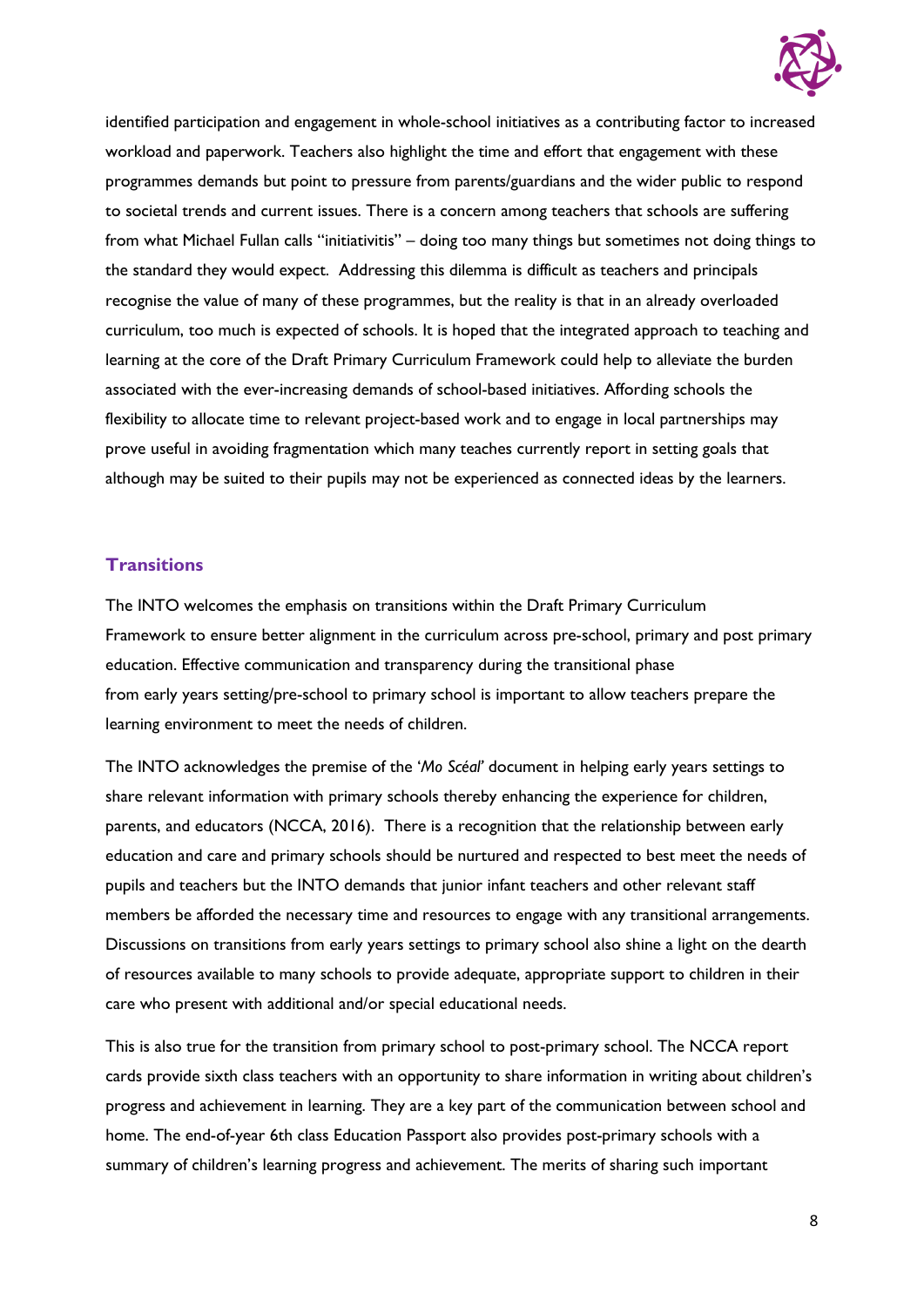identified participation and engagement in whole-school initiatives as a contributing factor to increased workload and paperwork. Teachers also highlight the time and effort that engagement with these programmes demands but point to pressure from parents/guardians and the wider public to respond to societal trends and current issues. There is a concern among teachers that schools are suffering from what Michael Fullan calls "initiativitis" – doing too many things but sometimes not doing things to the standard they would expect. Addressing this dilemma is difficult as teachers and principals recognise the value of many of these programmes, but the reality is that in an already overloaded curriculum, too much is expected of schools. It is hoped that the integrated approach to teaching and learning at the core of the Draft Primary Curriculum Framework could help to alleviate the burden associated with the ever-increasing demands of school-based initiatives. Affording schools the flexibility to allocate time to relevant project-based work and to engage in local partnerships may prove useful in avoiding fragmentation which many teaches currently report in setting goals that although may be suited to their pupils may not be experienced as connected ideas by the learners.

## Transitions

The INTO welcomes the emphasis on transitions within the Draft Primary Curriculum Framework to ensure better alignment in the curriculum across pre-school, primary and post primary education. Effective communication and transparency during the transitional phase from early years setting/pre-school to primary school is important to allow teachers prepare the learning environment to meet the needs of children.

The INTO acknowledges the premise of the '*Mo Scéal*' document in helping early years settings to share relevant information with primary schools thereby enhancing the experience for children, parents, and educators (NCCA, 2016). There is a recognition that the relationship between early education and care and primary schools should be nurtured and respected to best meet the needs of pupils and teachers but the INTO demands that junior infant teachers and other relevant staff members be afforded the necessary time and resources to engage with any transitional arrangements. Discussions on transitions from early years settings to primary school also shine a light on the dearth of resources available to many schools to provide adequate, appropriate support to children in their care who present with additional and/or special educational needs.

This is also true for the transition from primary school to post-primary school. The NCCA report cards provide sixth class teachers with an opportunity to share information in writing about children's progress and achievement in learning. They are a key part of the communication between school and home. The end-of-year 6th class Education Passport also provides post-primary schools with a summary of children's learning progress and achievement. The merits of sharing such important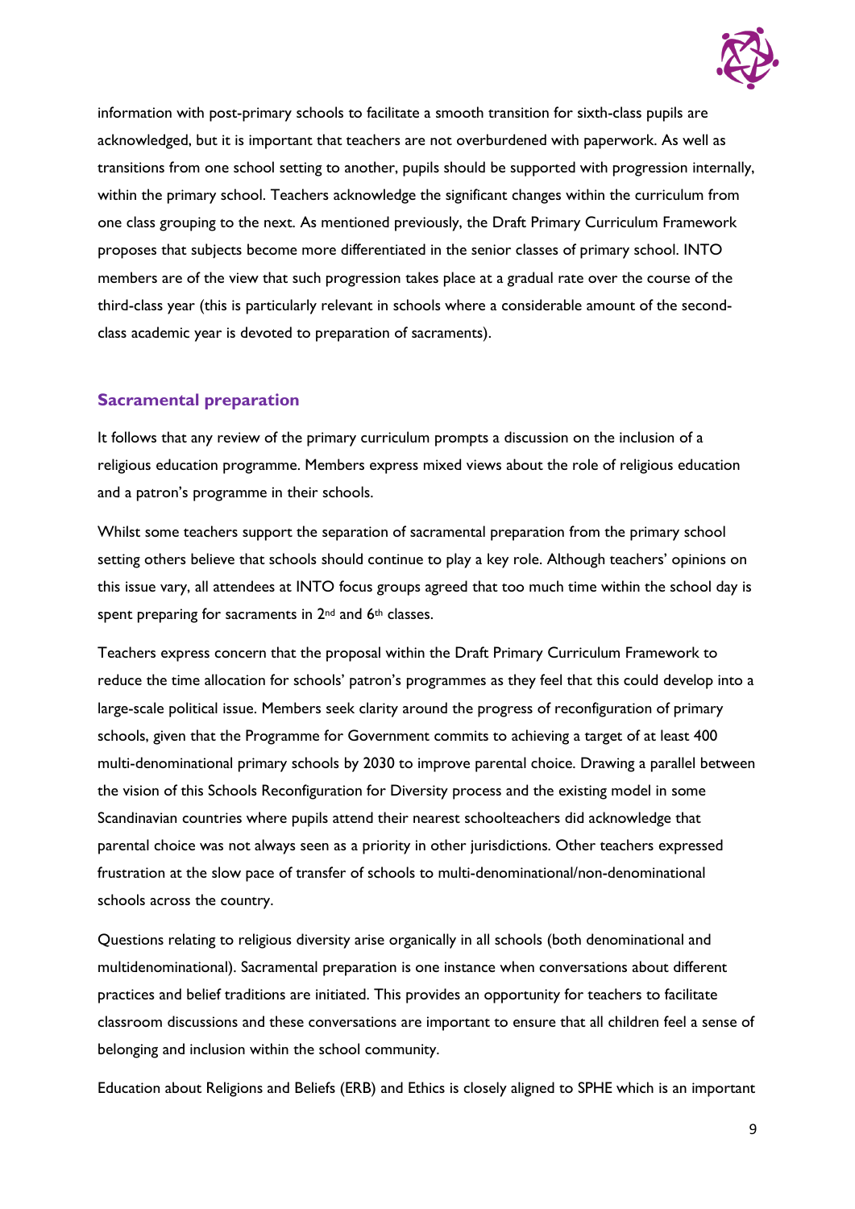information with post-primary schools to facilitate a smooth transition for sixth-class pupils are acknowledged, but it is important that teachers are not overburdened with paperwork. As well as transitions from one school setting to another, pupils should be supported with progression internally, within the primary school. Teachers acknowledge the significant changes within the curriculum from one class grouping to the next. As mentioned previously, the Draft Primary Curriculum Framework proposes that subjects become more differentiated in the senior classes of primary school. INTO members are of the view that such progression takes place at a gradual rate over the course of the third-class year (this is particularly relevant in schools where a considerable amount of the second-class academic year is devoted to preparation of sacraments).

## Sacramental preparation

It follows that any review of the primary curriculum prompts a discussion on the inclusion of a religious education programme. Members express mixed views about the role of religious education and a patron's programme in their schools.

Whilst some teachers support the separation of sacramental preparation from the primary school setting others believe that schools should continue to play a key role. Although teachers' opinions on this issue vary, all attendees at INTO focus groups agreed that too much time within the school day is spent preparing for sacraments in 2nd and 6th classes.

Teachers express concern that the proposal within the Draft Primary Curriculum Framework to reduce the time allocation for schools' patron's programmes as they feel that this could develop into a large-scale political issue. Members seek clarity around the progress of reconfiguration of primary schools, given that the Programme for Government commits to achieving a target of at least 400 multi-denominational primary schools by 2030 to improve parental choice. Drawing a parallel between the vision of this Schools Reconfiguration for Diversity process and the existing model in some Scandinavian countries where pupils attend their nearest schoolteachers did acknowledge that parental choice was not always seen as a priority in other jurisdictions. Other teachers expressed frustration at the slow pace of transfer of schools to multi-denominational/non-denominational schools across the country.

Questions relating to religious diversity arise organically in all schools (both denominational and multidenominational). Sacramental preparation is one instance when conversations about different practices and belief traditions are initiated. This provides an opportunity for teachers to facilitate classroom discussions and these conversations are important to ensure that all children feel a sense of belonging and inclusion within the school community.

Education about Religions and Beliefs (ERB) and Ethics is closely aligned to SPHE which is an important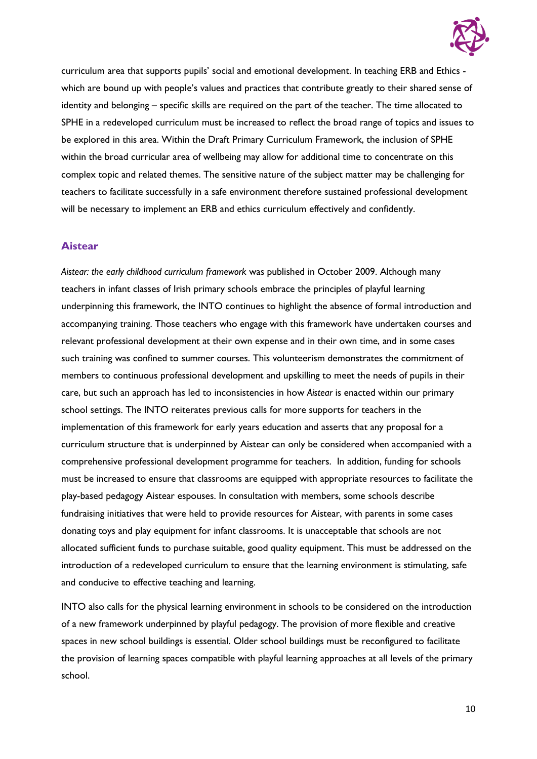curriculum area that supports pupils' social and emotional development. In teaching ERB and Ethics - which are bound up with people's values and practices that contribute greatly to their shared sense of identity and belonging – specific skills are required on the part of the teacher. The time allocated to SPHE in a redeveloped curriculum must be increased to reflect the broad range of topics and issues to be explored in this area. Within the Draft Primary Curriculum Framework, the inclusion of SPHE within the broad curricular area of wellbeing may allow for additional time to concentrate on this complex topic and related themes. The sensitive nature of the subject matter may be challenging for teachers to facilitate successfully in a safe environment therefore sustained professional development will be necessary to implement an ERB and ethics curriculum effectively and confidently.

## Aistear

*Aistear: the early childhood curriculum framework* was published in October 2009. Although many teachers in infant classes of Irish primary schools embrace the principles of playful learning underpinning this framework, the INTO continues to highlight the absence of formal introduction and accompanying training. Those teachers who engage with this framework have undertaken courses and relevant professional development at their own expense and in their own time, and in some cases such training was confined to summer courses. This volunteerism demonstrates the commitment of members to continuous professional development and upskilling to meet the needs of pupils in their care, but such an approach has led to inconsistencies in how *Aistear* is enacted within our primary school settings. The INTO reiterates previous calls for more supports for teachers in the implementation of this framework for early years education and asserts that any proposal for a curriculum structure that is underpinned by Aistear can only be considered when accompanied with a comprehensive professional development programme for teachers. In addition, funding for schools must be increased to ensure that classrooms are equipped with appropriate resources to facilitate the play-based pedagogy Aistear espouses. In consultation with members, some schools describe fundraising initiatives that were held to provide resources for Aistear, with parents in some cases donating toys and play equipment for infant classrooms. It is unacceptable that schools are not allocated sufficient funds to purchase suitable, good quality equipment. This must be addressed on the introduction of a redeveloped curriculum to ensure that the learning environment is stimulating, safe and conducive to effective teaching and learning.

INTO also calls for the physical learning environment in schools to be considered on the introduction of a new framework underpinned by playful pedagogy. The provision of more flexible and creative spaces in new school buildings is essential. Older school buildings must be reconfigured to facilitate the provision of learning spaces compatible with playful learning approaches at all levels of the primary school.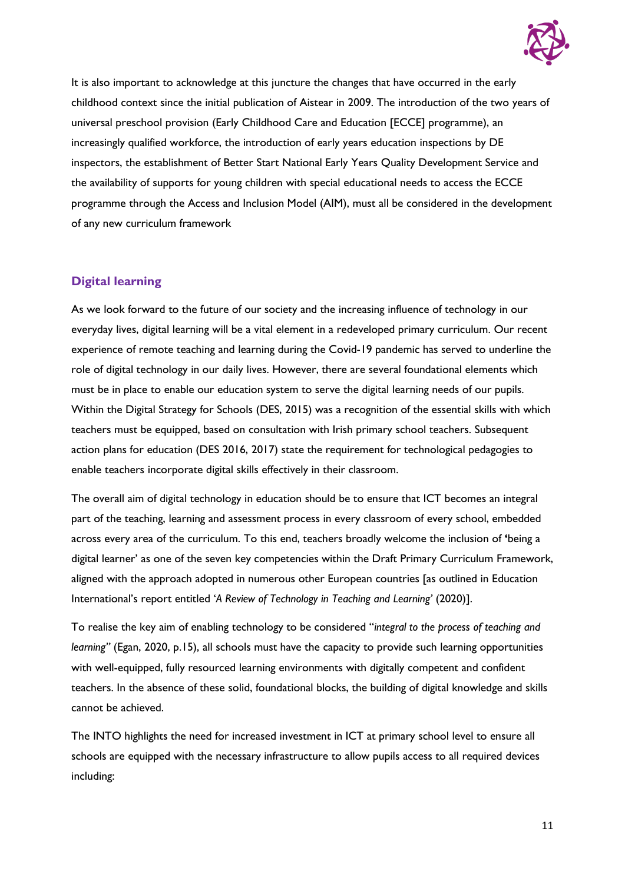It is also important to acknowledge at this juncture the changes that have occurred in the early childhood context since the initial publication of Aistear in 2009. The introduction of the two years of universal preschool provision (Early Childhood Care and Education [ECCE] programme), an increasingly qualified workforce, the introduction of early years education inspections by DE inspectors, the establishment of Better Start National Early Years Quality Development Service and the availability of supports for young children with special educational needs to access the ECCE programme through the Access and Inclusion Model (AIM), must all be considered in the development of any new curriculum framework

## Digital learning

As we look forward to the future of our society and the increasing influence of technology in our everyday lives, digital learning will be a vital element in a redeveloped primary curriculum. Our recent experience of remote teaching and learning during the Covid-19 pandemic has served to underline the role of digital technology in our daily lives. However, there are several foundational elements which must be in place to enable our education system to serve the digital learning needs of our pupils. Within the Digital Strategy for Schools (DES, 2015) was a recognition of the essential skills with which teachers must be equipped, based on consultation with Irish primary school teachers. Subsequent action plans for education (DES 2016, 2017) state the requirement for technological pedagogies to enable teachers incorporate digital skills effectively in their classroom.

The overall aim of digital technology in education should be to ensure that ICT becomes an integral part of the teaching, learning and assessment process in every classroom of every school, embedded across every area of the curriculum. To this end, teachers broadly welcome the inclusion of **'**being a digital learner' as one of the seven key competencies within the Draft Primary Curriculum Framework, aligned with the approach adopted in numerous other European countries [as outlined in Education International's report entitled *'A Review of Technology in Teaching and Learning'* (2020)].

To realise the key aim of enabling technology to be considered "*integral to the process of teaching and learning"* (Egan, 2020, p.15), all schools must have the capacity to provide such learning opportunities with well-equipped, fully resourced learning environments with digitally competent and confident teachers. In the absence of these solid, foundational blocks, the building of digital knowledge and skills cannot be achieved.

The INTO highlights the need for increased investment in ICT at primary school level to ensure all schools are equipped with the necessary infrastructure to allow pupils access to all required devices including: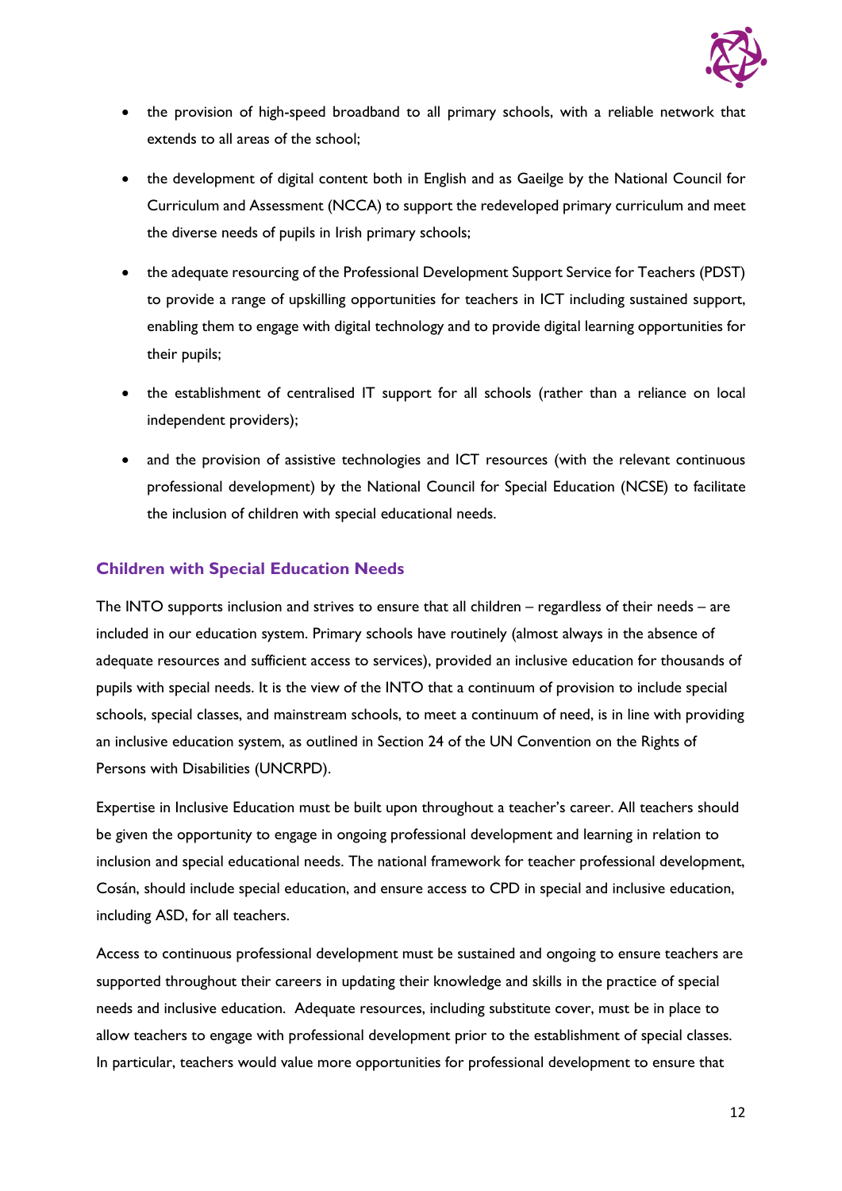- the provision of high-speed broadband to all primary schools, with a reliable network that extends to all areas of the school;
- the development of digital content both in English and as Gaeilge by the National Council for Curriculum and Assessment (NCCA) to support the redeveloped primary curriculum and meet the diverse needs of pupils in Irish primary schools;
- the adequate resourcing of the Professional Development Support Service for Teachers (PDST) to provide a range of upskilling opportunities for teachers in ICT including sustained support, enabling them to engage with digital technology and to provide digital learning opportunities for their pupils;
- the establishment of centralised IT support for all schools (rather than a reliance on local independent providers);
- and the provision of assistive technologies and ICT resources (with the relevant continuous professional development) by the National Council for Special Education (NCSE) to facilitate the inclusion of children with special educational needs.

## Children with Special Education Needs

The INTO supports inclusion and strives to ensure that all children – regardless of their needs – are included in our education system. Primary schools have routinely (almost always in the absence of adequate resources and sufficient access to services), provided an inclusive education for thousands of pupils with special needs. It is the view of the INTO that a continuum of provision to include special schools, special classes, and mainstream schools, to meet a continuum of need, is in line with providing an inclusive education system, as outlined in Section 24 of the UN Convention on the Rights of Persons with Disabilities (UNCRPD).

Expertise in Inclusive Education must be built upon throughout a teacher's career. All teachers should be given the opportunity to engage in ongoing professional development and learning in relation to inclusion and special educational needs. The national framework for teacher professional development, Cosán, should include special education, and ensure access to CPD in special and inclusive education, including ASD, for all teachers.

Access to continuous professional development must be sustained and ongoing to ensure teachers are supported throughout their careers in updating their knowledge and skills in the practice of special needs and inclusive education. Adequate resources, including substitute cover, must be in place to allow teachers to engage with professional development prior to the establishment of special classes. In particular, teachers would value more opportunities for professional development to ensure that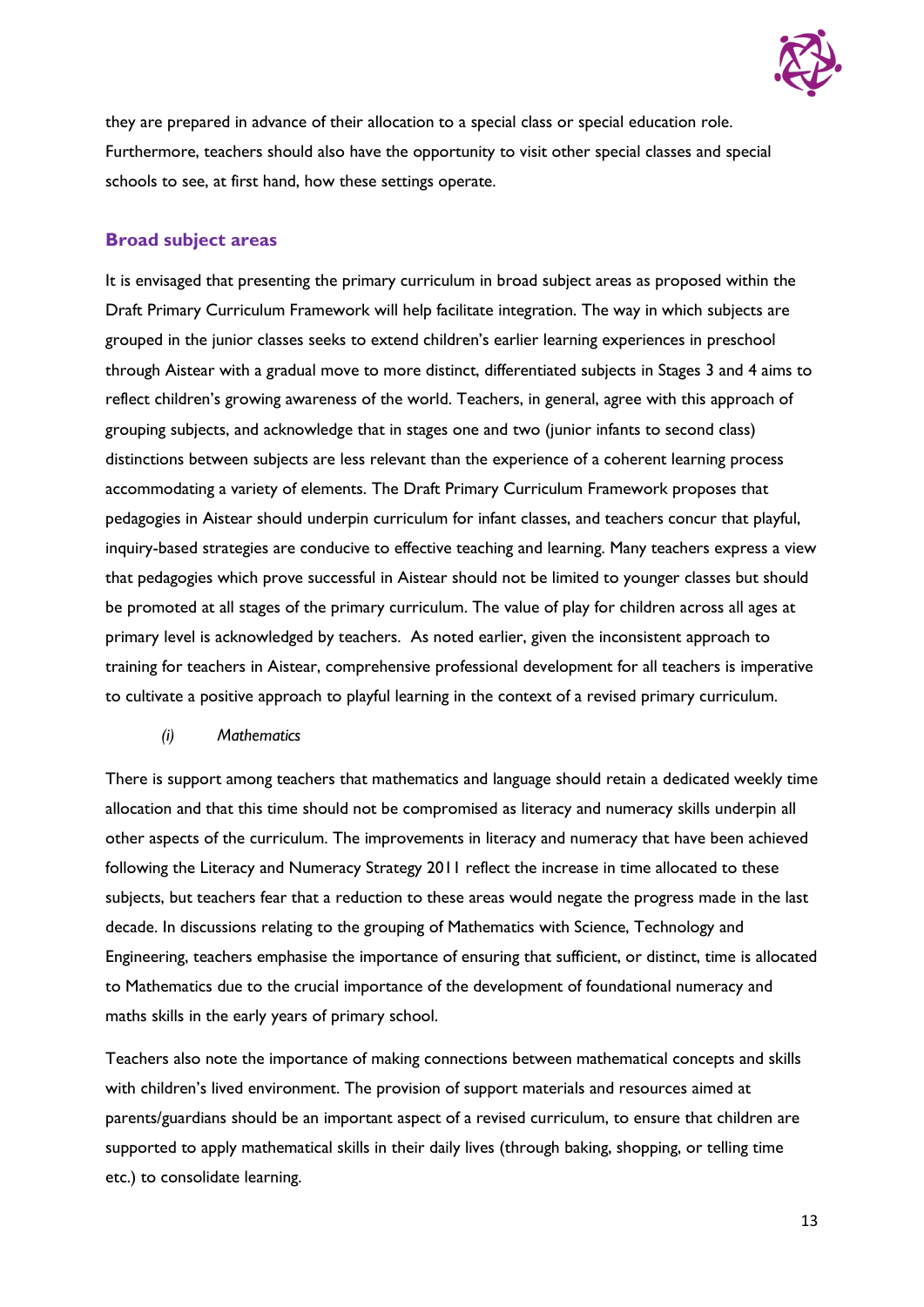they are prepared in advance of their allocation to a special class or special education role. Furthermore, teachers should also have the opportunity to visit other special classes and special schools to see, at first hand, how these settings operate.

## Broad subject areas

It is envisaged that presenting the primary curriculum in broad subject areas as proposed within the Draft Primary Curriculum Framework will help facilitate integration. The way in which subjects are grouped in the junior classes seeks to extend children's earlier learning experiences in preschool through Aistear with a gradual move to more distinct, differentiated subjects in Stages 3 and 4 aims to reflect children's growing awareness of the world. Teachers, in general, agree with this approach of grouping subjects, and acknowledge that in stages one and two (junior infants to second class) distinctions between subjects are less relevant than the experience of a coherent learning process accommodating a variety of elements. The Draft Primary Curriculum Framework proposes that pedagogies in Aistear should underpin curriculum for infant classes, and teachers concur that playful, inquiry-based strategies are conducive to effective teaching and learning. Many teachers express a view that pedagogies which prove successful in Aistear should not be limited to younger classes but should be promoted at all stages of the primary curriculum. The value of play for children across all ages at primary level is acknowledged by teachers. As noted earlier, given the inconsistent approach to training for teachers in Aistear, comprehensive professional development for all teachers is imperative to cultivate a positive approach to playful learning in the context of a revised primary curriculum.

### *(i) Mathematics*

There is support among teachers that mathematics and language should retain a dedicated weekly time allocation and that this time should not be compromised as literacy and numeracy skills underpin all other aspects of the curriculum. The improvements in literacy and numeracy that have been achieved following the Literacy and Numeracy Strategy 2011 reflect the increase in time allocated to these subjects, but teachers fear that a reduction to these areas would negate the progress made in the last decade. In discussions relating to the grouping of Mathematics with Science, Technology and Engineering, teachers emphasise the importance of ensuring that sufficient, or distinct, time is allocated to Mathematics due to the crucial importance of the development of foundational numeracy and maths skills in the early years of primary school.

Teachers also note the importance of making connections between mathematical concepts and skills with children's lived environment. The provision of support materials and resources aimed at parents/guardians should be an important aspect of a revised curriculum, to ensure that children are supported to apply mathematical skills in their daily lives (through baking, shopping, or telling time etc.) to consolidate learning.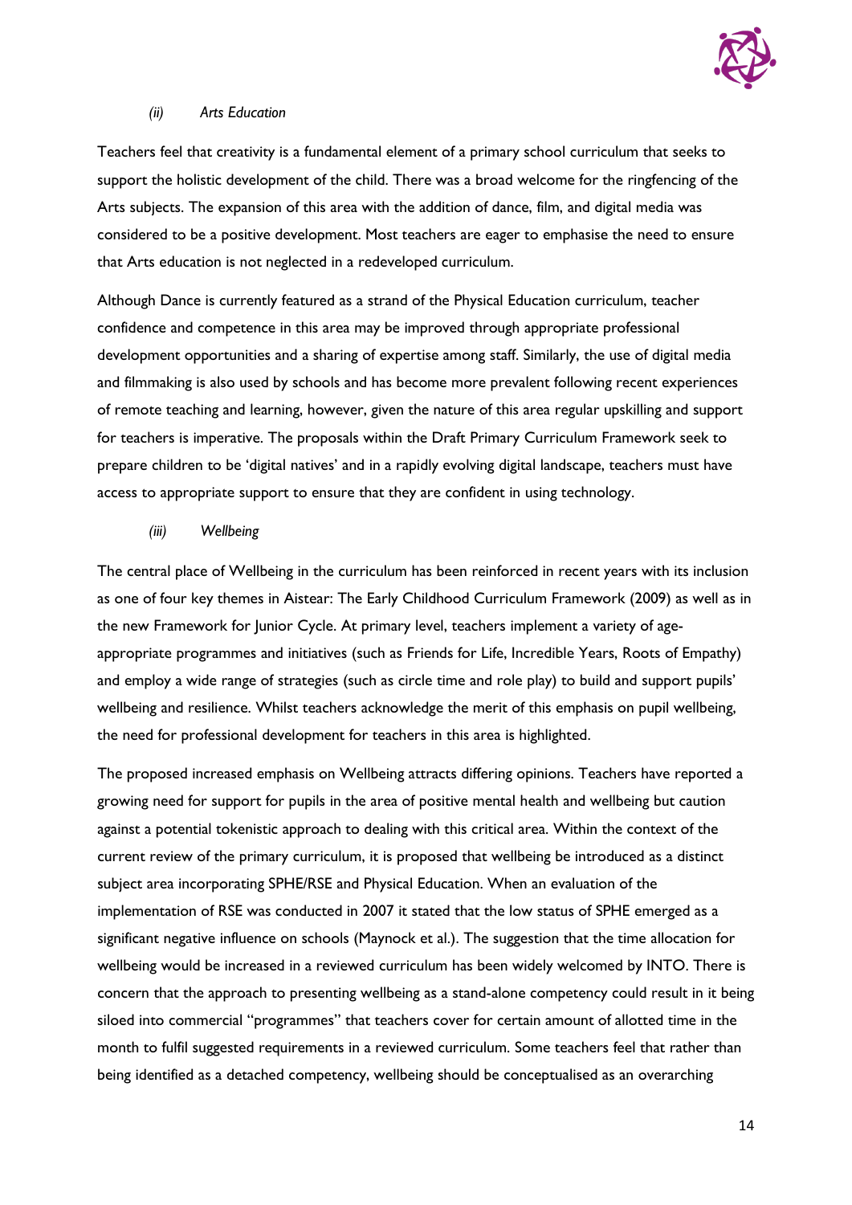*(ii) Arts Education*

Teachers feel that creativity is a fundamental element of a primary school curriculum that seeks to support the holistic development of the child. There was a broad welcome for the ringfencing of the Arts subjects. The expansion of this area with the addition of dance, film, and digital media was considered to be a positive development. Most teachers are eager to emphasise the need to ensure that Arts education is not neglected in a redeveloped curriculum.

Although Dance is currently featured as a strand of the Physical Education curriculum, teacher confidence and competence in this area may be improved through appropriate professional development opportunities and a sharing of expertise among staff. Similarly, the use of digital media and filmmaking is also used by schools and has become more prevalent following recent experiences of remote teaching and learning, however, given the nature of this area regular upskilling and support for teachers is imperative. The proposals within the Draft Primary Curriculum Framework seek to prepare children to be 'digital natives' and in a rapidly evolving digital landscape, teachers must have access to appropriate support to ensure that they are confident in using technology.

*(iii) Wellbeing*

The central place of Wellbeing in the curriculum has been reinforced in recent years with its inclusion as one of four key themes in Aistear: The Early Childhood Curriculum Framework (2009) as well as in the new Framework for Junior Cycle. At primary level, teachers implement a variety of age-appropriate programmes and initiatives (such as Friends for Life, Incredible Years, Roots of Empathy) and employ a wide range of strategies (such as circle time and role play) to build and support pupils' wellbeing and resilience. Whilst teachers acknowledge the merit of this emphasis on pupil wellbeing, the need for professional development for teachers in this area is highlighted.

The proposed increased emphasis on Wellbeing attracts differing opinions. Teachers have reported a growing need for support for pupils in the area of positive mental health and wellbeing but caution against a potential tokenistic approach to dealing with this critical area. Within the context of the current review of the primary curriculum, it is proposed that wellbeing be introduced as a distinct subject area incorporating SPHE/RSE and Physical Education. When an evaluation of the implementation of RSE was conducted in 2007 it stated that the low status of SPHE emerged as a significant negative influence on schools (Maynock et al.). The suggestion that the time allocation for wellbeing would be increased in a reviewed curriculum has been widely welcomed by INTO. There is concern that the approach to presenting wellbeing as a stand-alone competency could result in it being siloed into commercial "programmes" that teachers cover for certain amount of allotted time in the month to fulfil suggested requirements in a reviewed curriculum. Some teachers feel that rather than being identified as a detached competency, wellbeing should be conceptualised as an overarching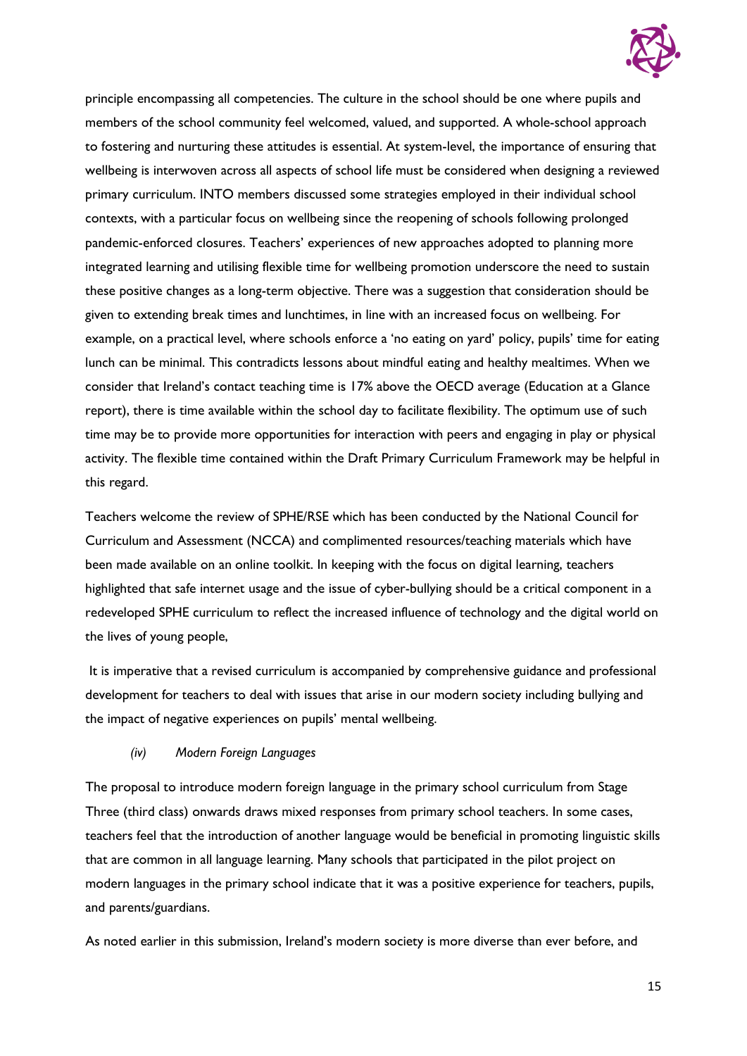principle encompassing all competencies. The culture in the school should be one where pupils and members of the school community feel welcomed, valued, and supported. A whole-school approach to fostering and nurturing these attitudes is essential. At system-level, the importance of ensuring that wellbeing is interwoven across all aspects of school life must be considered when designing a reviewed primary curriculum. INTO members discussed some strategies employed in their individual school contexts, with a particular focus on wellbeing since the reopening of schools following prolonged pandemic-enforced closures. Teachers' experiences of new approaches adopted to planning more integrated learning and utilising flexible time for wellbeing promotion underscore the need to sustain these positive changes as a long-term objective. There was a suggestion that consideration should be given to extending break times and lunchtimes, in line with an increased focus on wellbeing. For example, on a practical level, where schools enforce a 'no eating on yard' policy, pupils' time for eating lunch can be minimal. This contradicts lessons about mindful eating and healthy mealtimes. When we consider that Ireland's contact teaching time is 17% above the OECD average (Education at a Glance report), there is time available within the school day to facilitate flexibility. The optimum use of such time may be to provide more opportunities for interaction with peers and engaging in play or physical activity. The flexible time contained within the Draft Primary Curriculum Framework may be helpful in this regard.

Teachers welcome the review of SPHE/RSE which has been conducted by the National Council for Curriculum and Assessment (NCCA) and complimented resources/teaching materials which have been made available on an online toolkit. In keeping with the focus on digital learning, teachers highlighted that safe internet usage and the issue of cyber-bullying should be a critical component in a redeveloped SPHE curriculum to reflect the increased influence of technology and the digital world on the lives of young people,

It is imperative that a revised curriculum is accompanied by comprehensive guidance and professional development for teachers to deal with issues that arise in our modern society including bullying and the impact of negative experiences on pupils' mental wellbeing.

#### *(iv) Modern Foreign Languages*

The proposal to introduce modern foreign language in the primary school curriculum from Stage Three (third class) onwards draws mixed responses from primary school teachers. In some cases, teachers feel that the introduction of another language would be beneficial in promoting linguistic skills that are common in all language learning. Many schools that participated in the pilot project on modern languages in the primary school indicate that it was a positive experience for teachers, pupils, and parents/guardians.

As noted earlier in this submission, Ireland's modern society is more diverse than ever before, and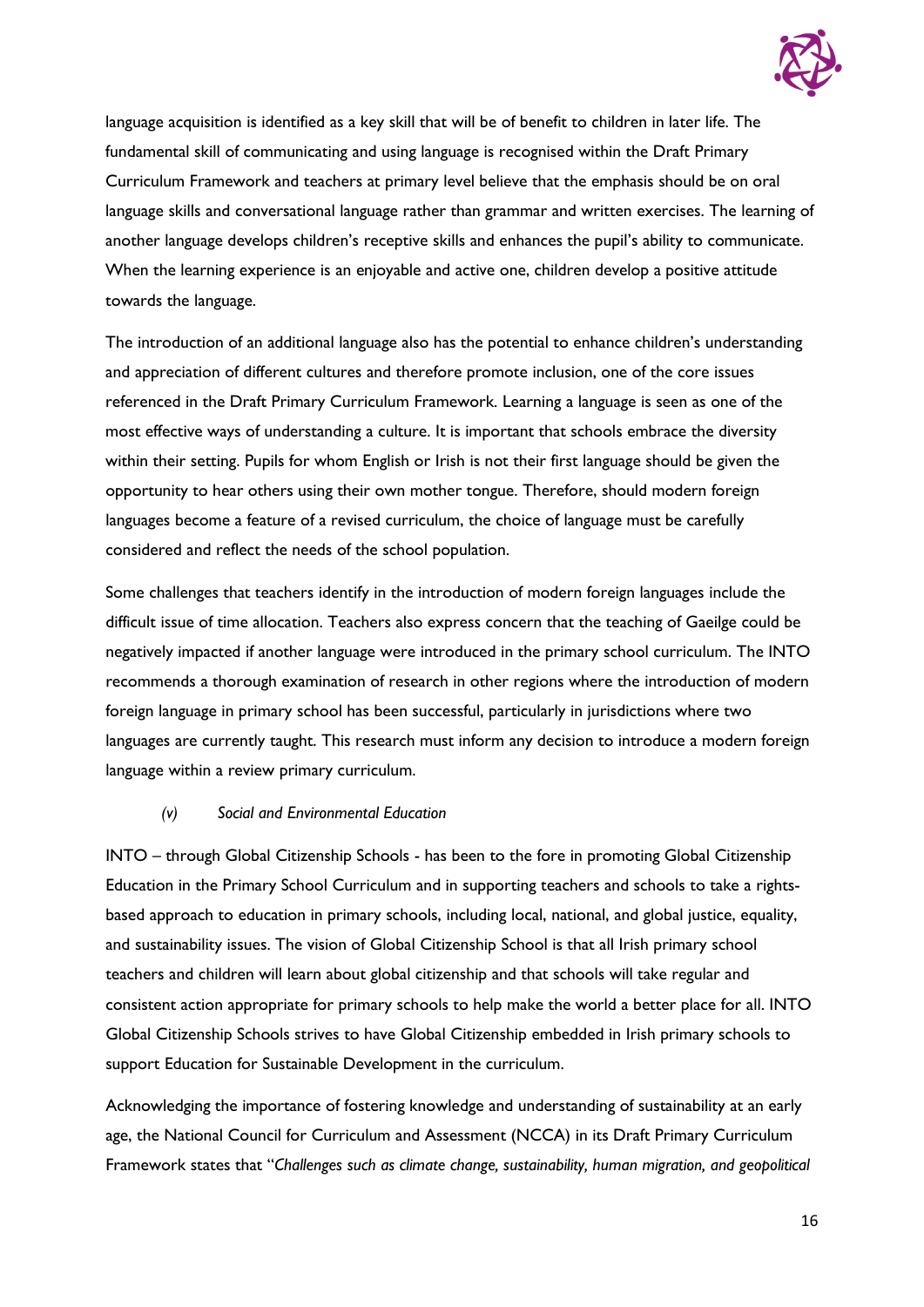language acquisition is identified as a key skill that will be of benefit to children in later life. The fundamental skill of communicating and using language is recognised within the Draft Primary Curriculum Framework and teachers at primary level believe that the emphasis should be on oral language skills and conversational language rather than grammar and written exercises. The learning of another language develops children's receptive skills and enhances the pupil's ability to communicate. When the learning experience is an enjoyable and active one, children develop a positive attitude towards the language.

The introduction of an additional language also has the potential to enhance children's understanding and appreciation of different cultures and therefore promote inclusion, one of the core issues referenced in the Draft Primary Curriculum Framework. Learning a language is seen as one of the most effective ways of understanding a culture. It is important that schools embrace the diversity within their setting. Pupils for whom English or Irish is not their first language should be given the opportunity to hear others using their own mother tongue. Therefore, should modern foreign languages become a feature of a revised curriculum, the choice of language must be carefully considered and reflect the needs of the school population.

Some challenges that teachers identify in the introduction of modern foreign languages include the difficult issue of time allocation. Teachers also express concern that the teaching of Gaeilge could be negatively impacted if another language were introduced in the primary school curriculum. The INTO recommends a thorough examination of research in other regions where the introduction of modern foreign language in primary school has been successful, particularly in jurisdictions where two languages are currently taught. This research must inform any decision to introduce a modern foreign language within a review primary curriculum.

*(v) Social and Environmental Education*

INTO – through Global Citizenship Schools - has been to the fore in promoting Global Citizenship Education in the Primary School Curriculum and in supporting teachers and schools to take a rights-based approach to education in primary schools, including local, national, and global justice, equality, and sustainability issues. The vision of Global Citizenship School is that all Irish primary school teachers and children will learn about global citizenship and that schools will take regular and consistent action appropriate for primary schools to help make the world a better place for all. INTO Global Citizenship Schools strives to have Global Citizenship embedded in Irish primary schools to support Education for Sustainable Development in the curriculum.

Acknowledging the importance of fostering knowledge and understanding of sustainability at an early age, the National Council for Curriculum and Assessment (NCCA) in its Draft Primary Curriculum Framework states that "*Challenges such as climate change, sustainability, human migration, and geopolitical*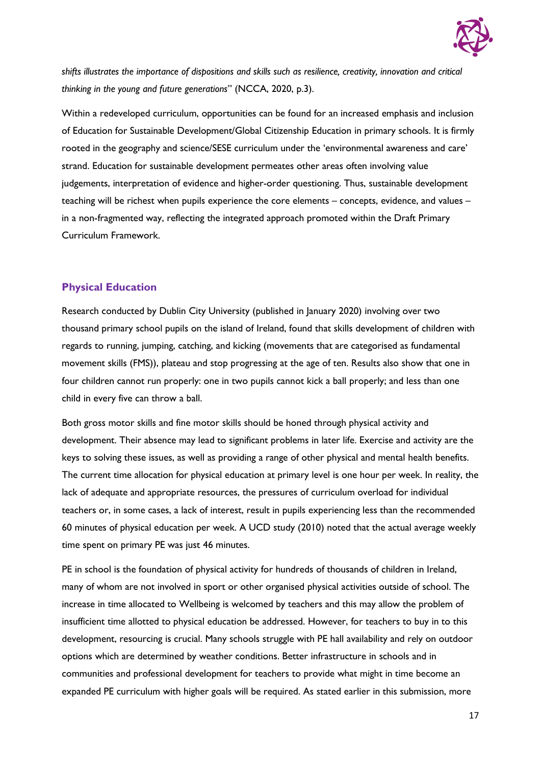*shifts illustrates the importance of dispositions and skills such as resilience, creativity, innovation and critical thinking in the young and future generations*" (NCCA, 2020, p.3).

Within a redeveloped curriculum, opportunities can be found for an increased emphasis and inclusion of Education for Sustainable Development/Global Citizenship Education in primary schools. It is firmly rooted in the geography and science/SESE curriculum under the 'environmental awareness and care' strand. Education for sustainable development permeates other areas often involving value judgements, interpretation of evidence and higher-order questioning. Thus, sustainable development teaching will be richest when pupils experience the core elements – concepts, evidence, and values – in a non-fragmented way, reflecting the integrated approach promoted within the Draft Primary Curriculum Framework.

## Physical Education

Research conducted by Dublin City University (published in January 2020) involving over two thousand primary school pupils on the island of Ireland, found that skills development of children with regards to running, jumping, catching, and kicking (movements that are categorised as fundamental movement skills (FMS)), plateau and stop progressing at the age of ten. Results also show that one in four children cannot run properly: one in two pupils cannot kick a ball properly; and less than one child in every five can throw a ball.

Both gross motor skills and fine motor skills should be honed through physical activity and development. Their absence may lead to significant problems in later life. Exercise and activity are the keys to solving these issues, as well as providing a range of other physical and mental health benefits. The current time allocation for physical education at primary level is one hour per week. In reality, the lack of adequate and appropriate resources, the pressures of curriculum overload for individual teachers or, in some cases, a lack of interest, result in pupils experiencing less than the recommended 60 minutes of physical education per week. A UCD study (2010) noted that the actual average weekly time spent on primary PE was just 46 minutes.

PE in school is the foundation of physical activity for hundreds of thousands of children in Ireland, many of whom are not involved in sport or other organised physical activities outside of school. The increase in time allocated to Wellbeing is welcomed by teachers and this may allow the problem of insufficient time allotted to physical education be addressed. However, for teachers to buy in to this development, resourcing is crucial. Many schools struggle with PE hall availability and rely on outdoor options which are determined by weather conditions. Better infrastructure in schools and in communities and professional development for teachers to provide what might in time become an expanded PE curriculum with higher goals will be required. As stated earlier in this submission, more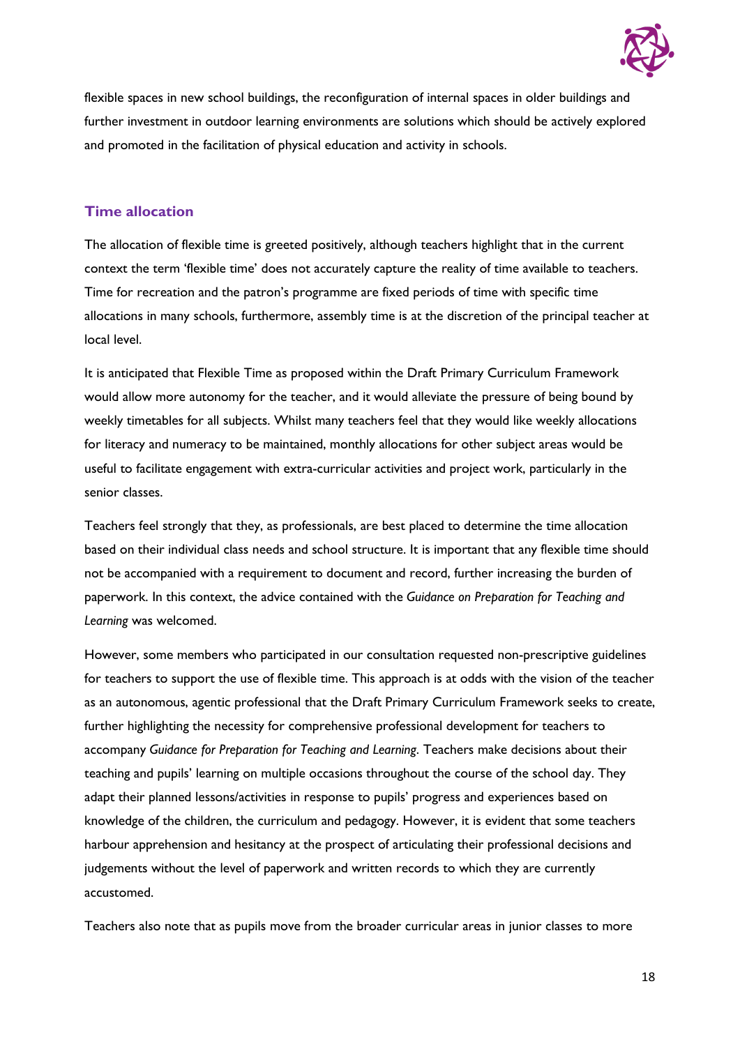flexible spaces in new school buildings, the reconfiguration of internal spaces in older buildings and further investment in outdoor learning environments are solutions which should be actively explored and promoted in the facilitation of physical education and activity in schools.

## Time allocation

The allocation of flexible time is greeted positively, although teachers highlight that in the current context the term 'flexible time' does not accurately capture the reality of time available to teachers. Time for recreation and the patron's programme are fixed periods of time with specific time allocations in many schools, furthermore, assembly time is at the discretion of the principal teacher at local level.

It is anticipated that Flexible Time as proposed within the Draft Primary Curriculum Framework would allow more autonomy for the teacher, and it would alleviate the pressure of being bound by weekly timetables for all subjects. Whilst many teachers feel that they would like weekly allocations for literacy and numeracy to be maintained, monthly allocations for other subject areas would be useful to facilitate engagement with extra-curricular activities and project work, particularly in the senior classes.

Teachers feel strongly that they, as professionals, are best placed to determine the time allocation based on their individual class needs and school structure. It is important that any flexible time should not be accompanied with a requirement to document and record, further increasing the burden of paperwork. In this context, the advice contained with the *Guidance on Preparation for Teaching and Learning* was welcomed.

However, some members who participated in our consultation requested non-prescriptive guidelines for teachers to support the use of flexible time. This approach is at odds with the vision of the teacher as an autonomous, agentic professional that the Draft Primary Curriculum Framework seeks to create, further highlighting the necessity for comprehensive professional development for teachers to accompany *Guidance for Preparation for Teaching and Learning*. Teachers make decisions about their teaching and pupils' learning on multiple occasions throughout the course of the school day. They adapt their planned lessons/activities in response to pupils' progress and experiences based on knowledge of the children, the curriculum and pedagogy. However, it is evident that some teachers harbour apprehension and hesitancy at the prospect of articulating their professional decisions and judgements without the level of paperwork and written records to which they are currently accustomed.

Teachers also note that as pupils move from the broader curricular areas in junior classes to more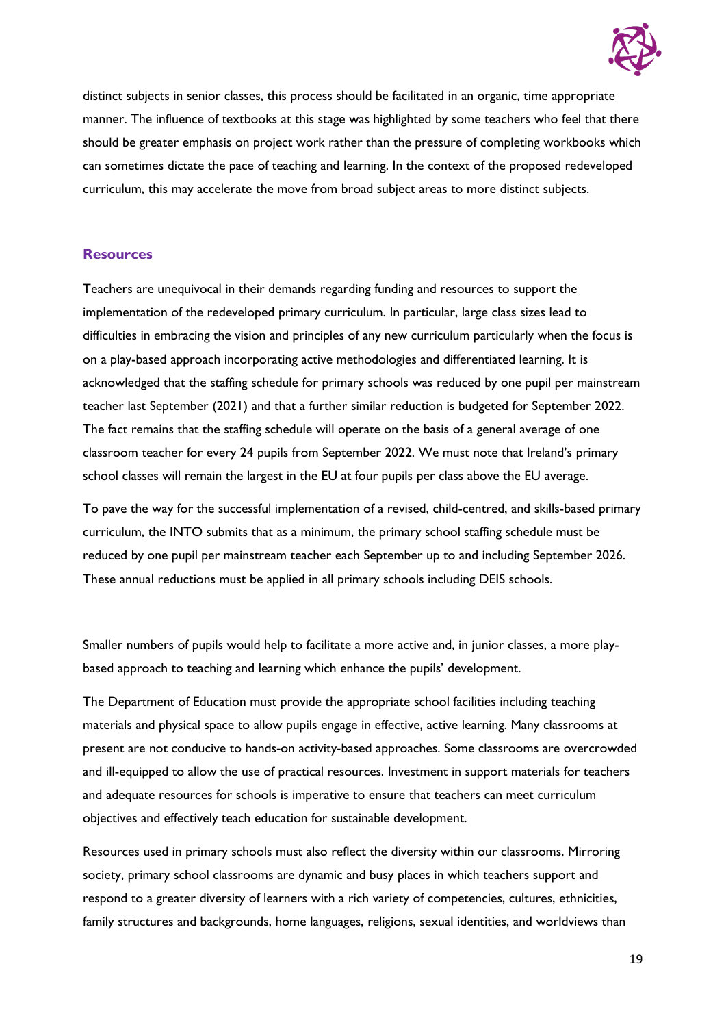distinct subjects in senior classes, this process should be facilitated in an organic, time appropriate manner. The influence of textbooks at this stage was highlighted by some teachers who feel that there should be greater emphasis on project work rather than the pressure of completing workbooks which can sometimes dictate the pace of teaching and learning. In the context of the proposed redeveloped curriculum, this may accelerate the move from broad subject areas to more distinct subjects.

## Resources

Teachers are unequivocal in their demands regarding funding and resources to support the implementation of the redeveloped primary curriculum. In particular, large class sizes lead to difficulties in embracing the vision and principles of any new curriculum particularly when the focus is on a play-based approach incorporating active methodologies and differentiated learning. It is acknowledged that the staffing schedule for primary schools was reduced by one pupil per mainstream teacher last September (2021) and that a further similar reduction is budgeted for September 2022. The fact remains that the staffing schedule will operate on the basis of a general average of one classroom teacher for every 24 pupils from September 2022. We must note that Ireland's primary school classes will remain the largest in the EU at four pupils per class above the EU average.

To pave the way for the successful implementation of a revised, child-centred, and skills-based primary curriculum, the INTO submits that as a minimum, the primary school staffing schedule must be reduced by one pupil per mainstream teacher each September up to and including September 2026. These annual reductions must be applied in all primary schools including DEIS schools.

Smaller numbers of pupils would help to facilitate a more active and, in junior classes, a more play-based approach to teaching and learning which enhance the pupils' development.

The Department of Education must provide the appropriate school facilities including teaching materials and physical space to allow pupils engage in effective, active learning. Many classrooms at present are not conducive to hands-on activity-based approaches. Some classrooms are overcrowded and ill-equipped to allow the use of practical resources. Investment in support materials for teachers and adequate resources for schools is imperative to ensure that teachers can meet curriculum objectives and effectively teach education for sustainable development.

Resources used in primary schools must also reflect the diversity within our classrooms. Mirroring society, primary school classrooms are dynamic and busy places in which teachers support and respond to a greater diversity of learners with a rich variety of competencies, cultures, ethnicities, family structures and backgrounds, home languages, religions, sexual identities, and worldviews than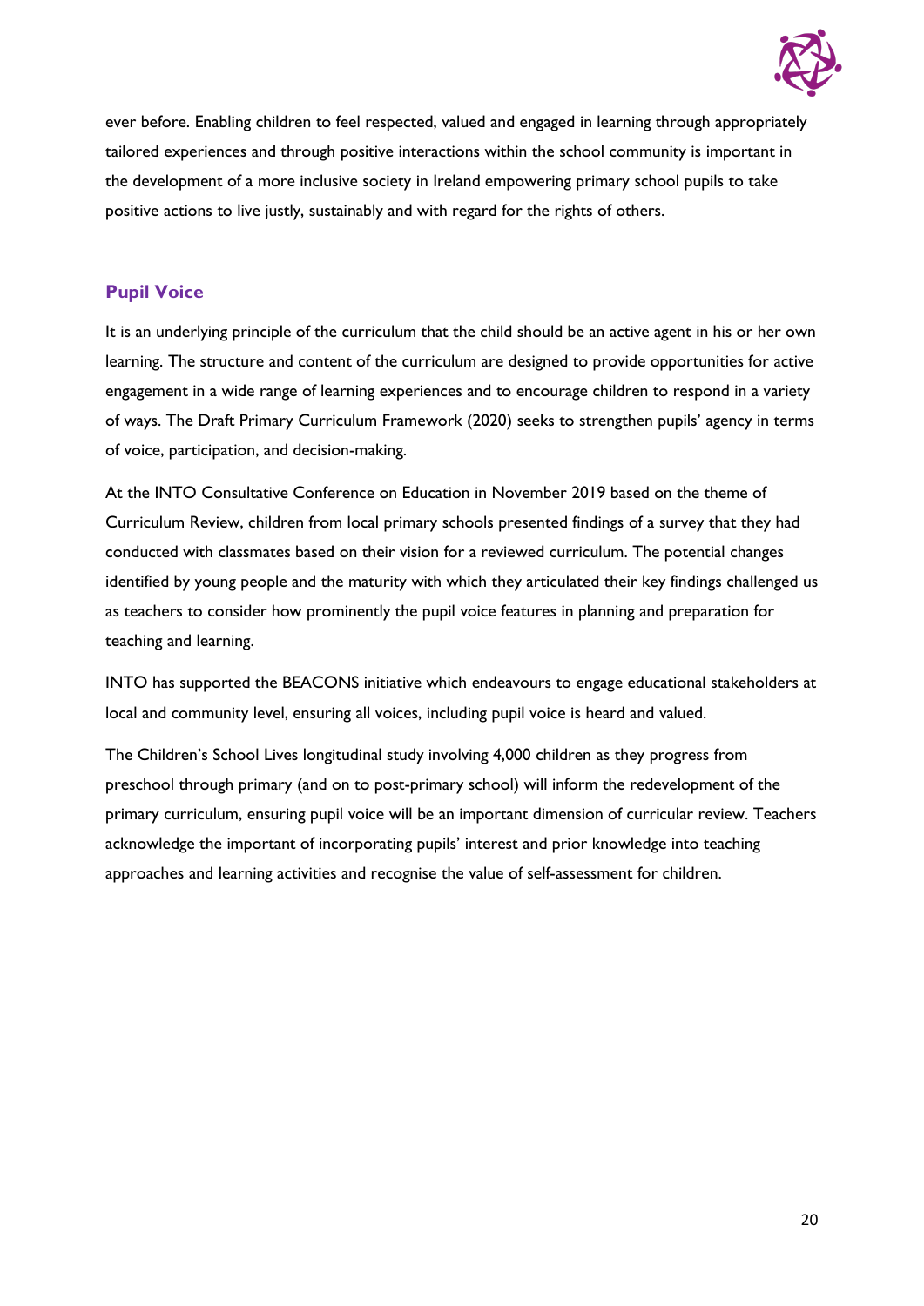ever before. Enabling children to feel respected, valued and engaged in learning through appropriately tailored experiences and through positive interactions within the school community is important in the development of a more inclusive society in Ireland empowering primary school pupils to take positive actions to live justly, sustainably and with regard for the rights of others.

## Pupil Voice

It is an underlying principle of the curriculum that the child should be an active agent in his or her own learning. The structure and content of the curriculum are designed to provide opportunities for active engagement in a wide range of learning experiences and to encourage children to respond in a variety of ways. The Draft Primary Curriculum Framework (2020) seeks to strengthen pupils' agency in terms of voice, participation, and decision-making.

At the INTO Consultative Conference on Education in November 2019 based on the theme of Curriculum Review, children from local primary schools presented findings of a survey that they had conducted with classmates based on their vision for a reviewed curriculum. The potential changes identified by young people and the maturity with which they articulated their key findings challenged us as teachers to consider how prominently the pupil voice features in planning and preparation for teaching and learning.

INTO has supported the BEACONS initiative which endeavours to engage educational stakeholders at local and community level, ensuring all voices, including pupil voice is heard and valued.

The Children's School Lives longitudinal study involving 4,000 children as they progress from preschool through primary (and on to post-primary school) will inform the redevelopment of the primary curriculum, ensuring pupil voice will be an important dimension of curricular review. Teachers acknowledge the important of incorporating pupils' interest and prior knowledge into teaching approaches and learning activities and recognise the value of self-assessment for children.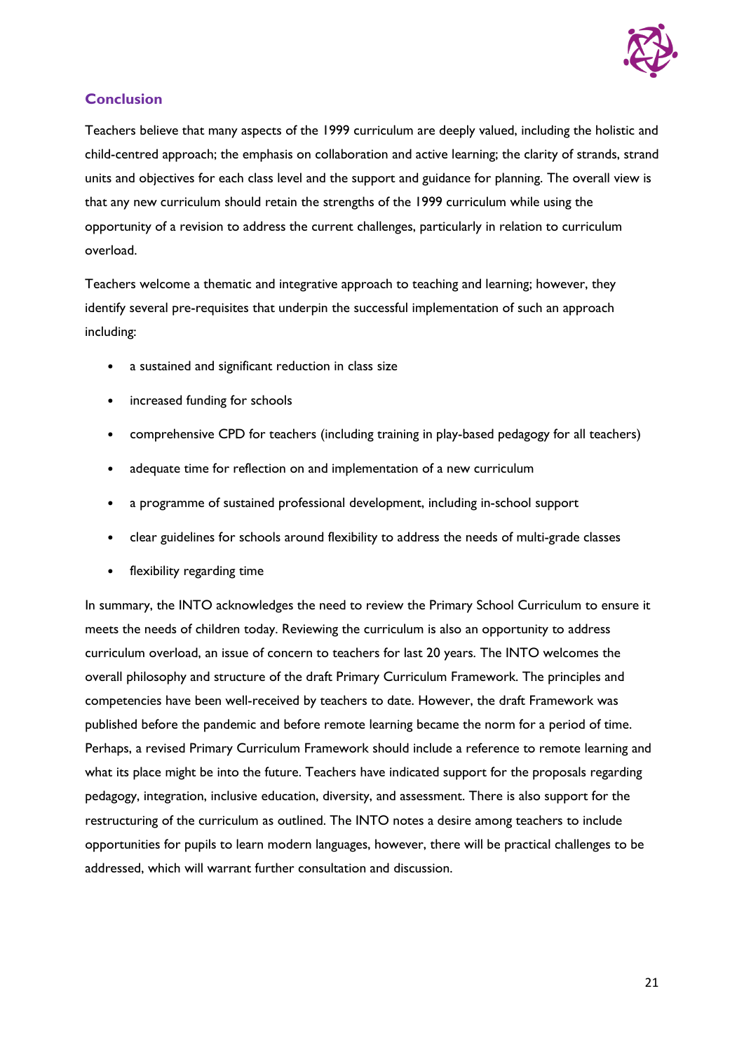## Conclusion

Teachers believe that many aspects of the 1999 curriculum are deeply valued, including the holistic and child-centred approach; the emphasis on collaboration and active learning; the clarity of strands, strand units and objectives for each class level and the support and guidance for planning. The overall view is that any new curriculum should retain the strengths of the 1999 curriculum while using the opportunity of a revision to address the current challenges, particularly in relation to curriculum overload.

Teachers welcome a thematic and integrative approach to teaching and learning; however, they identify several pre-requisites that underpin the successful implementation of such an approach including:

- a sustained and significant reduction in class size
- increased funding for schools
- comprehensive CPD for teachers (including training in play-based pedagogy for all teachers)
- adequate time for reflection on and implementation of a new curriculum
- a programme of sustained professional development, including in-school support
- clear guidelines for schools around flexibility to address the needs of multi-grade classes
- flexibility regarding time

In summary, the INTO acknowledges the need to review the Primary School Curriculum to ensure it meets the needs of children today. Reviewing the curriculum is also an opportunity to address curriculum overload, an issue of concern to teachers for last 20 years. The INTO welcomes the overall philosophy and structure of the draft Primary Curriculum Framework. The principles and competencies have been well-received by teachers to date. However, the draft Framework was published before the pandemic and before remote learning became the norm for a period of time. Perhaps, a revised Primary Curriculum Framework should include a reference to remote learning and what its place might be into the future. Teachers have indicated support for the proposals regarding pedagogy, integration, inclusive education, diversity, and assessment. There is also support for the restructuring of the curriculum as outlined. The INTO notes a desire among teachers to include opportunities for pupils to learn modern languages, however, there will be practical challenges to be addressed, which will warrant further consultation and discussion.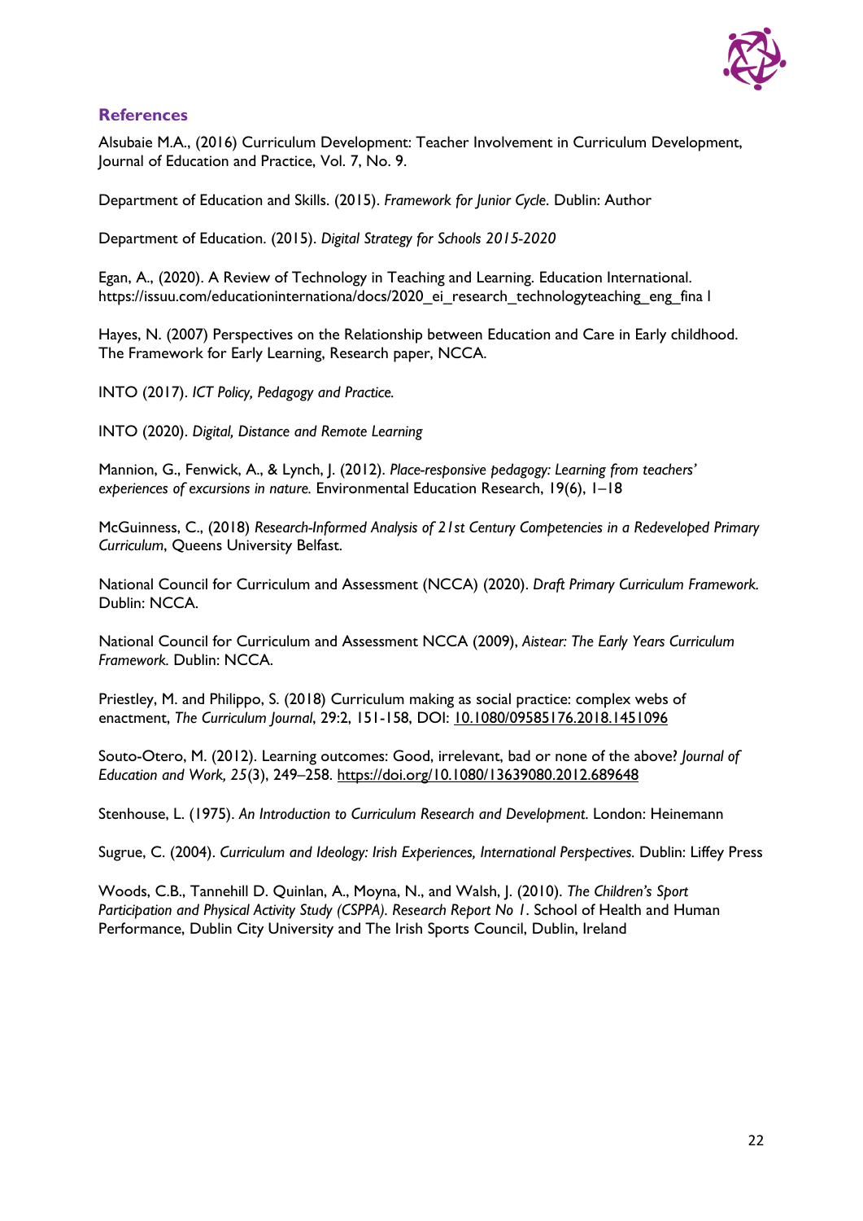## References

Alsubaie M.A., (2016) Curriculum Development: Teacher Involvement in Curriculum Development, Journal of Education and Practice, Vol. 7, No. 9.

Department of Education and Skills. (2015). *Framework for Junior Cycle*. Dublin: Author

Department of Education. (2015). *Digital Strategy for Schools 2015-2020*

Egan, A., (2020). A Review of Technology in Teaching and Learning. Education International. https://issuu.com/educationinternationa/docs/2020_ei_research_technologyteaching_eng_fina l

Hayes, N. (2007) Perspectives on the Relationship between Education and Care in Early childhood. The Framework for Early Learning, Research paper, NCCA.

INTO (2017). *ICT Policy, Pedagogy and Practice.*

INTO (2020). *Digital, Distance and Remote Learning*

Mannion, G., Fenwick, A., & Lynch, J. (2012). *Place-responsive pedagogy: Learning from teachers' experiences of excursions in nature.* Environmental Education Research, 19(6), 1–18

McGuinness, C., (2018) *Research-Informed Analysis of 21st Century Competencies in a Redeveloped Primary Curriculum*, Queens University Belfast.

National Council for Curriculum and Assessment (NCCA) (2020). *Draft Primary Curriculum Framework.* Dublin: NCCA.

National Council for Curriculum and Assessment NCCA (2009), *Aistear: The Early Years Curriculum Framework.* Dublin: NCCA.

Priestley, M. and Philippo, S. (2018) Curriculum making as social practice: complex webs of enactment, *The Curriculum Journal*, 29:2, 151-158, DOI: 10.1080/09585176.2018.1451096

Souto-Otero, M. (2012). Learning outcomes: Good, irrelevant, bad or none of the above? *Journal of Education and Work, 25*(3), 249–258. https://doi.org/10.1080/13639080.2012.689648

Stenhouse, L. (1975). *An Introduction to Curriculum Research and Development.* London: Heinemann

Sugrue, C. (2004). *Curriculum and Ideology: Irish Experiences, International Perspectives.* Dublin: Liffey Press

Woods, C.B., Tannehill D. Quinlan, A., Moyna, N., and Walsh, J. (2010). *The Children's Sport Participation and Physical Activity Study (CSPPA). Research Report No 1*. School of Health and Human Performance, Dublin City University and The Irish Sports Council, Dublin, Ireland